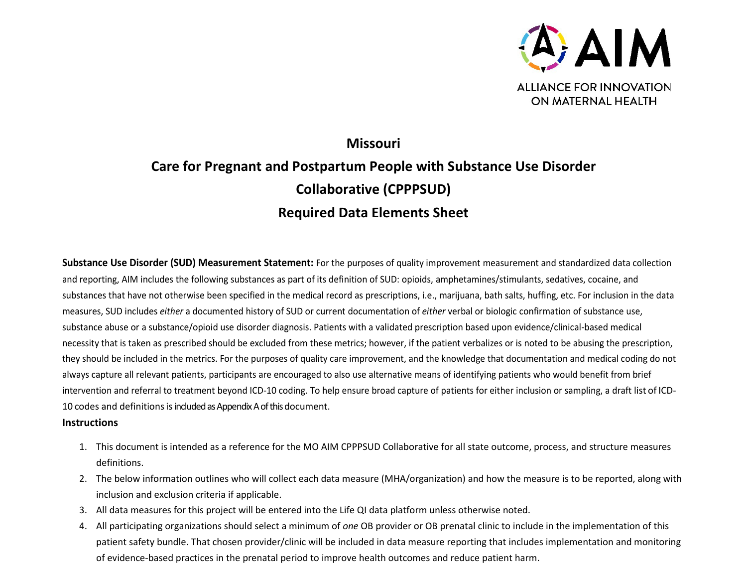ALLIANCE FOR INNOVATION ON MATERNAL HEALTH

# Missouri

# Care for Pregnant and Postpartum People with Substance Use Disorder Collaborative (CPPPSUD)

# Required Data Elements Sheet

**Substance Use Disorder (SUD) Measurement Statement:** For the purposes of quality improvement measurement and standardized data collection and reporting, AIM includes the following substances as part of its definition of SUD: opioids, amphetamines/stimulants, sedatives, cocaine, and substances that have not otherwise been specified in the medical record as prescriptions, i.e., marijuana, bath salts, huffing, etc. For inclusion in the data measures, SUD includes *either* a documented history of SUD or current documentation of *either* verbal or biologic confirmation of substance use, substance abuse or a substance/opioid use disorder diagnosis. Patients with a validated prescription based upon evidence/clinical-based medical necessity that is taken as prescribed should be excluded from these metrics; however, if the patient verbalizes or is noted to be abusing the prescription, they should be included in the metrics. For the purposes of quality care improvement, and the knowledge that documentation and medical coding do not always capture all relevant patients, participants are encouraged to also use alternative means of identifying patients who would benefit from brief intervention and referral to treatment beyond ICD-10 coding. To help ensure broad capture of patients for either inclusion or sampling, a draft list of ICD-10 codes and definitions is included as Appendix A of this document.

**Instructions**

1. This document is intended as a reference for the MO AIM CPPPSUD Collaborative for all state outcome, process, and structure measures definitions.
2. The below information outlines who will collect each data measure (MHA/organization) and how the measure is to be reported, along with inclusion and exclusion criteria if applicable.
3. All data measures for this project will be entered into the Life QI data platform unless otherwise noted.
4. All participating organizations should select a minimum of *one* OB provider or OB prenatal clinic to include in the implementation of this patient safety bundle. That chosen provider/clinic will be included in data measure reporting that includes implementation and monitoring of evidence-based practices in the prenatal period to improve health outcomes and reduce patient harm.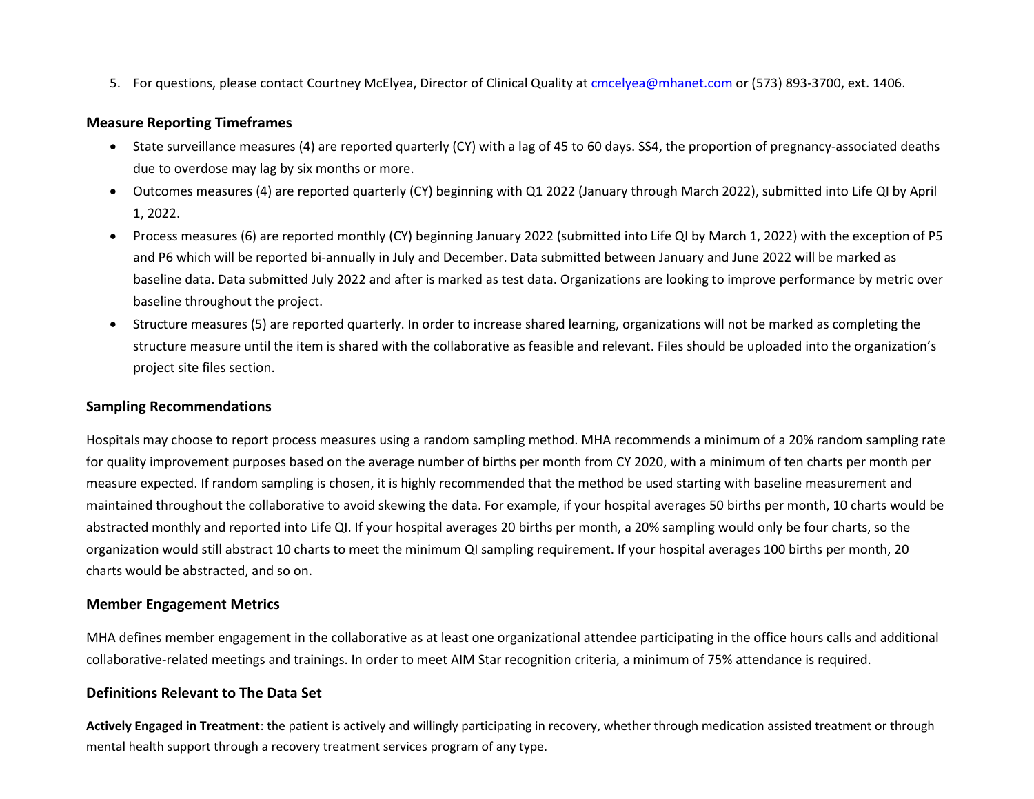5. For questions, please contact Courtney McElyea, Director of Clinical Quality at [cmcelyea@mhanet.com](mailto:cmcelyea@mhanet.com) or (573) 893-3700, ext. 1406.

## Measure Reporting Timeframes

- State surveillance measures (4) are reported quarterly (CY) with a lag of 45 to 60 days. SS4, the proportion of pregnancy-associated deaths due to overdose may lag by six months or more.
- Outcomes measures (4) are reported quarterly (CY) beginning with Q1 2022 (January through March 2022), submitted into Life QI by April 1, 2022.
- Process measures (6) are reported monthly (CY) beginning January 2022 (submitted into Life QI by March 1, 2022) with the exception of P5 and P6 which will be reported bi-annually in July and December. Data submitted between January and June 2022 will be marked as baseline data. Data submitted July 2022 and after is marked as test data. Organizations are looking to improve performance by metric over baseline throughout the project.
- Structure measures (5) are reported quarterly. In order to increase shared learning, organizations will not be marked as completing the structure measure until the item is shared with the collaborative as feasible and relevant. Files should be uploaded into the organization's project site files section.

## Sampling Recommendations

Hospitals may choose to report process measures using a random sampling method. MHA recommends a minimum of a 20% random sampling rate for quality improvement purposes based on the average number of births per month from CY 2020, with a minimum of ten charts per month per measure expected. If random sampling is chosen, it is highly recommended that the method be used starting with baseline measurement and maintained throughout the collaborative to avoid skewing the data. For example, if your hospital averages 50 births per month, 10 charts would be abstracted monthly and reported into Life QI. If your hospital averages 20 births per month, a 20% sampling would only be four charts, so the organization would still abstract 10 charts to meet the minimum QI sampling requirement. If your hospital averages 100 births per month, 20 charts would be abstracted, and so on.

## Member Engagement Metrics

MHA defines member engagement in the collaborative as at least one organizational attendee participating in the office hours calls and additional collaborative-related meetings and trainings. In order to meet AIM Star recognition criteria, a minimum of 75% attendance is required.

## Definitions Relevant to The Data Set

**Actively Engaged in Treatment**: the patient is actively and willingly participating in recovery, whether through medication assisted treatment or through mental health support through a recovery treatment services program of any type.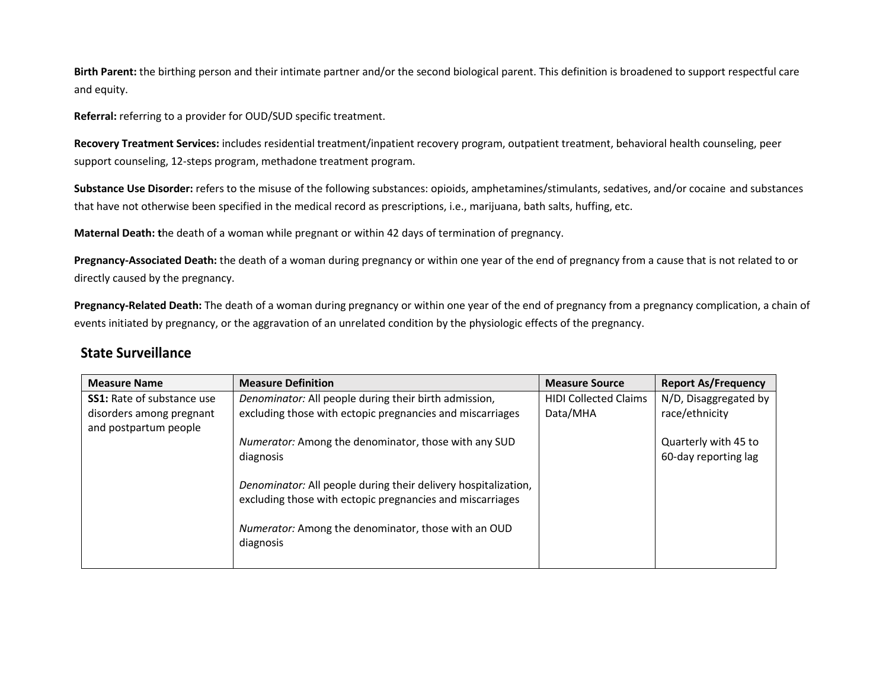**Birth Parent:** the birthing person and their intimate partner and/or the second biological parent. This definition is broadened to support respectful care and equity.

**Referral:** referring to a provider for OUD/SUD specific treatment.

**Recovery Treatment Services:** includes residential treatment/inpatient recovery program, outpatient treatment, behavioral health counseling, peer support counseling, 12-steps program, methadone treatment program.

**Substance Use Disorder:** refers to the misuse of the following substances: opioids, amphetamines/stimulants, sedatives, and/or cocaine and substances that have not otherwise been specified in the medical record as prescriptions, i.e., marijuana, bath salts, huffing, etc.

**Maternal Death: t**he death of a woman while pregnant or within 42 days of termination of pregnancy.

**Pregnancy-Associated Death:** the death of a woman during pregnancy or within one year of the end of pregnancy from a cause that is not related to or directly caused by the pregnancy.

**Pregnancy-Related Death:** The death of a woman during pregnancy or within one year of the end of pregnancy from a pregnancy complication, a chain of events initiated by pregnancy, or the aggravation of an unrelated condition by the physiologic effects of the pregnancy.

## State Surveillance

| Measure Name | Measure Definition | Measure Source | Report As/Frequency |
|---|---|---|---|
| **SS1:** Rate of substance use disorders among pregnant and postpartum people | *Denominator:* All people during their birth admission, excluding those with ectopic pregnancies and miscarriages<br><br>*Numerator:* Among the denominator, those with any SUD diagnosis<br><br>*Denominator:* All people during their delivery hospitalization, excluding those with ectopic pregnancies and miscarriages<br><br>*Numerator:* Among the denominator, those with an OUD diagnosis | HIDI Collected Claims Data/MHA | N/D, Disaggregated by race/ethnicity<br><br>Quarterly with 45 to 60-day reporting lag |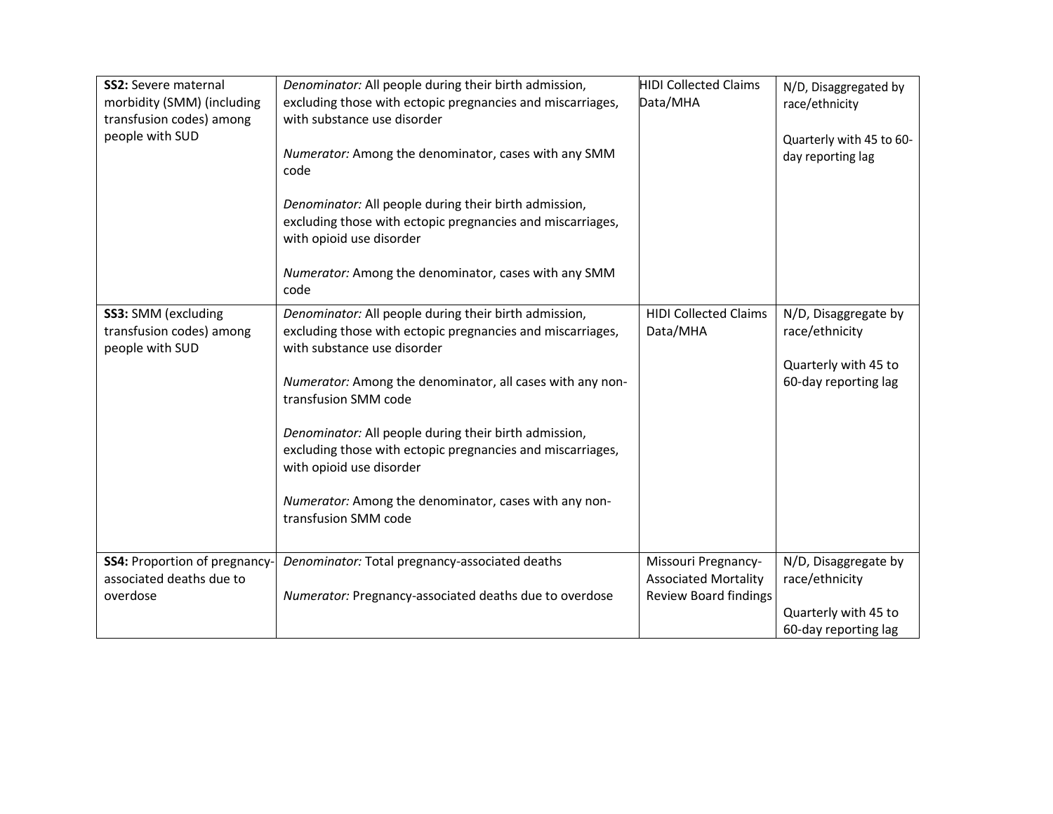| | | | |
|---|---|---|---|
| **SS2:** Severe maternal morbidity (SMM) (including transfusion codes) among people with SUD | *Denominator:* All people during their birth admission, excluding those with ectopic pregnancies and miscarriages, with substance use disorder<br><br>*Numerator:* Among the denominator, cases with any SMM code<br><br>*Denominator:* All people during their birth admission, excluding those with ectopic pregnancies and miscarriages, with opioid use disorder<br><br>*Numerator:* Among the denominator, cases with any SMM code | HIDI Collected Claims Data/MHA | N/D, Disaggregated by race/ethnicity<br><br>Quarterly with 45 to 60-day reporting lag |
| **SS3:** SMM (excluding transfusion codes) among people with SUD | *Denominator:* All people during their birth admission, excluding those with ectopic pregnancies and miscarriages, with substance use disorder<br><br>*Numerator:* Among the denominator, all cases with any non-transfusion SMM code<br><br>*Denominator:* All people during their birth admission, excluding those with ectopic pregnancies and miscarriages, with opioid use disorder<br><br>*Numerator:* Among the denominator, cases with any non-transfusion SMM code | HIDI Collected Claims Data/MHA | N/D, Disaggregate by race/ethnicity<br><br>Quarterly with 45 to 60-day reporting lag |
| **SS4:** Proportion of pregnancy-associated deaths due to overdose | *Denominator:* Total pregnancy-associated deaths<br><br>*Numerator:* Pregnancy-associated deaths due to overdose | Missouri Pregnancy-Associated Mortality Review Board findings | N/D, Disaggregate by race/ethnicity<br><br>Quarterly with 45 to 60-day reporting lag |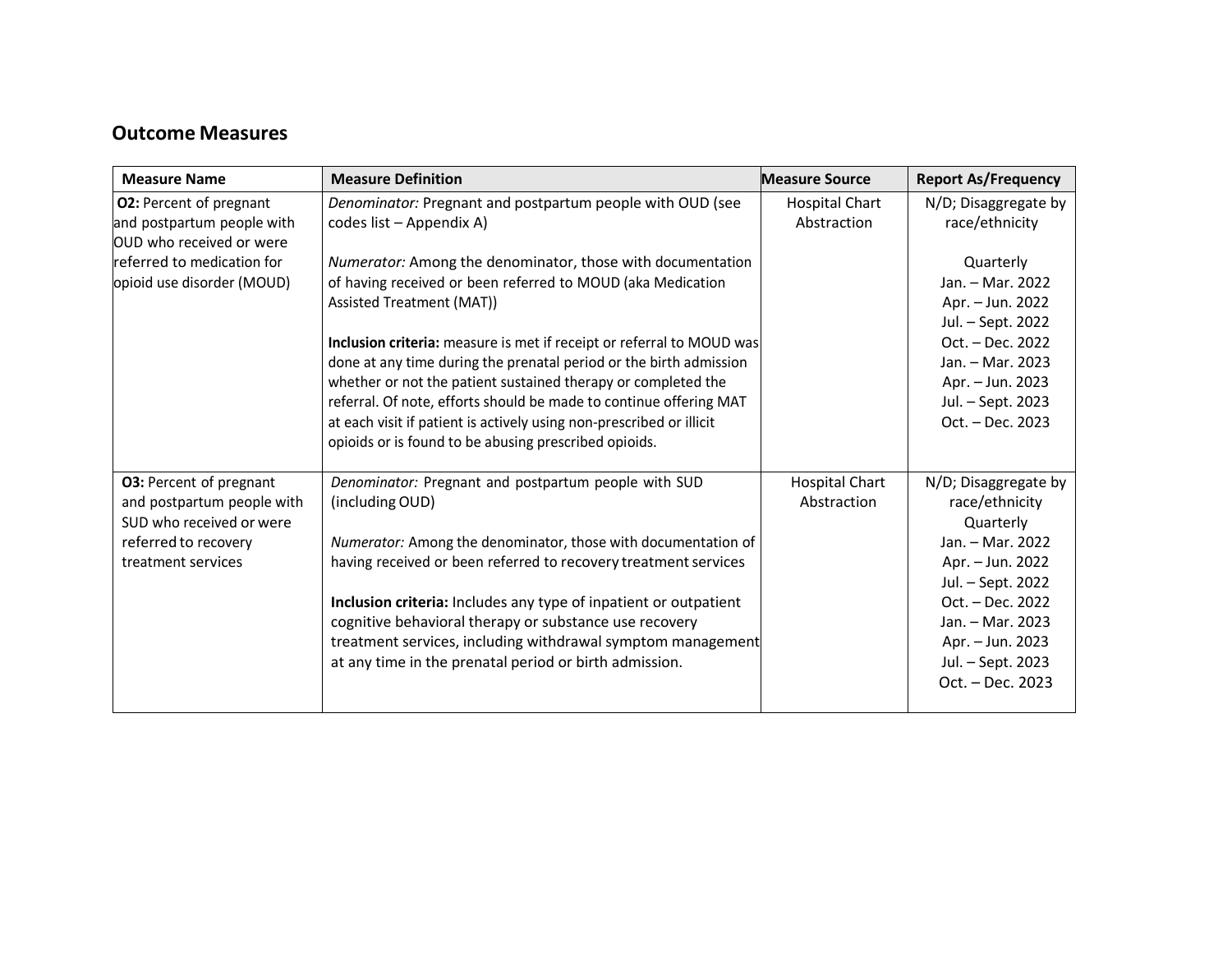## Outcome Measures

| Measure Name | Measure Definition | Measure Source | Report As/Frequency |
|---|---|---|---|
| **O2:** Percent of pregnant and postpartum people with OUD who received or were referred to medication for opioid use disorder (MOUD) | *Denominator:* Pregnant and postpartum people with OUD (see codes list – Appendix A)<br><br>*Numerator:* Among the denominator, those with documentation of having received or been referred to MOUD (aka Medication Assisted Treatment (MAT))<br><br>**Inclusion criteria:** measure is met if receipt or referral to MOUD was done at any time during the prenatal period or the birth admission whether or not the patient sustained therapy or completed the referral. Of note, efforts should be made to continue offering MAT at each visit if patient is actively using non-prescribed or illicit opioids or is found to be abusing prescribed opioids. | Hospital Chart Abstraction | N/D; Disaggregate by race/ethnicity<br><br>Quarterly<br>Jan. – Mar. 2022<br>Apr. – Jun. 2022<br>Jul. – Sept. 2022<br>Oct. – Dec. 2022<br>Jan. – Mar. 2023<br>Apr. – Jun. 2023<br>Jul. – Sept. 2023<br>Oct. – Dec. 2023 |
| **O3:** Percent of pregnant and postpartum people with SUD who received or were referred to recovery treatment services | *Denominator:* Pregnant and postpartum people with SUD (including OUD)<br><br>*Numerator:* Among the denominator, those with documentation of having received or been referred to recovery treatment services<br><br>**Inclusion criteria:** Includes any type of inpatient or outpatient cognitive behavioral therapy or substance use recovery treatment services, including withdrawal symptom management at any time in the prenatal period or birth admission. | Hospital Chart Abstraction | N/D; Disaggregate by race/ethnicity<br>Quarterly<br>Jan. – Mar. 2022<br>Apr. – Jun. 2022<br>Jul. – Sept. 2022<br>Oct. – Dec. 2022<br>Jan. – Mar. 2023<br>Apr. – Jun. 2023<br>Jul. – Sept. 2023<br>Oct. – Dec. 2023 |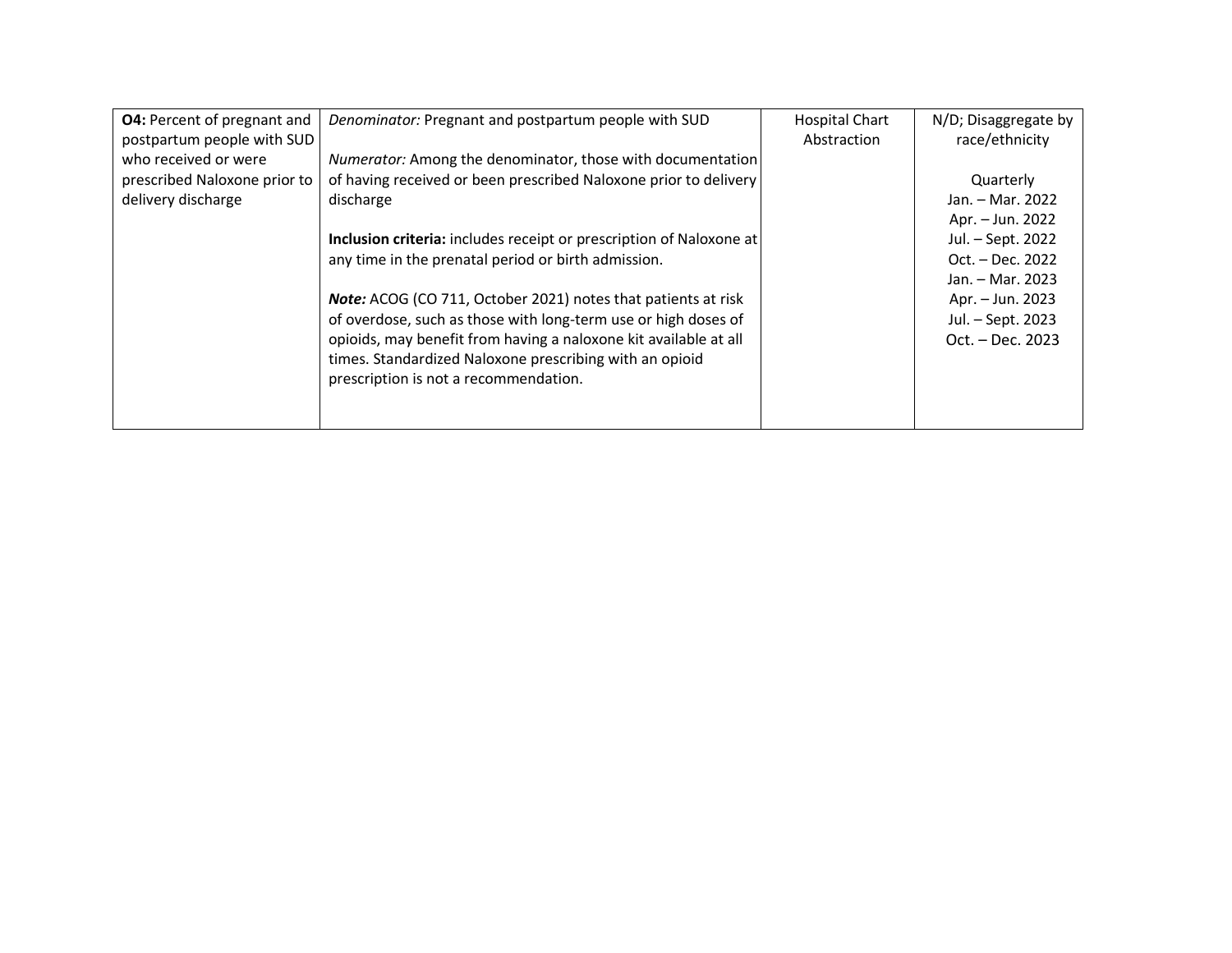| | | | |
|---|---|---|---|
| **O4:** Percent of pregnant and postpartum people with SUD who received or were prescribed Naloxone prior to delivery discharge | *Denominator:* Pregnant and postpartum people with SUD<br><br>*Numerator:* Among the denominator, those with documentation of having received or been prescribed Naloxone prior to delivery discharge<br><br>**Inclusion criteria:** includes receipt or prescription of Naloxone at any time in the prenatal period or birth admission.<br><br>***Note:*** ACOG (CO 711, October 2021) notes that patients at risk of overdose, such as those with long-term use or high doses of opioids, may benefit from having a naloxone kit available at all times. Standardized Naloxone prescribing with an opioid prescription is not a recommendation. | Hospital Chart Abstraction | N/D; Disaggregate by race/ethnicity<br><br>Quarterly<br>Jan. – Mar. 2022<br>Apr. – Jun. 2022<br>Jul. – Sept. 2022<br>Oct. – Dec. 2022<br>Jan. – Mar. 2023<br>Apr. – Jun. 2023<br>Jul. – Sept. 2023<br>Oct. – Dec. 2023 |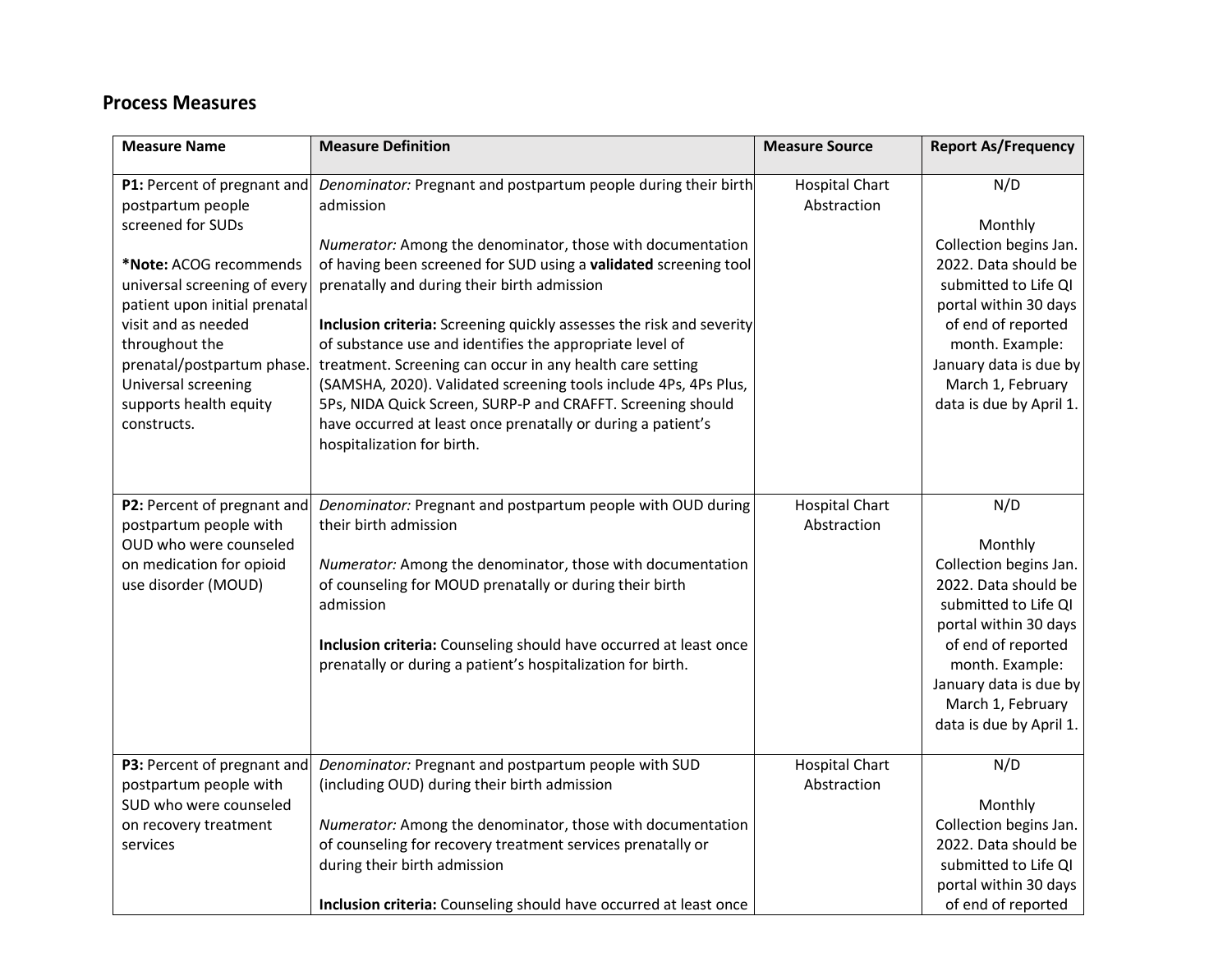## Process Measures

| Measure Name | Measure Definition | Measure Source | Report As/Frequency |
|---|---|---|---|
| **P1:** Percent of pregnant and postpartum people screened for SUDs<br><br>***Note:** ACOG recommends universal screening of every patient upon initial prenatal visit and as needed throughout the prenatal/postpartum phase. Universal screening supports health equity constructs. | *Denominator:* Pregnant and postpartum people during their birth admission<br><br>*Numerator:* Among the denominator, those with documentation of having been screened for SUD using a **validated** screening tool prenatally and during their birth admission<br><br>**Inclusion criteria:** Screening quickly assesses the risk and severity of substance use and identifies the appropriate level of treatment. Screening can occur in any health care setting (SAMSHA, 2020). Validated screening tools include 4Ps, 4Ps Plus, 5Ps, NIDA Quick Screen, SURP-P and CRAFFT. Screening should have occurred at least once prenatally or during a patient's hospitalization for birth. | Hospital Chart Abstraction | N/D<br><br>Monthly Collection begins Jan. 2022. Data should be submitted to Life QI portal within 30 days of end of reported month. Example: January data is due by March 1, February data is due by April 1. |
| **P2:** Percent of pregnant and postpartum people with OUD who were counseled on medication for opioid use disorder (MOUD) | *Denominator:* Pregnant and postpartum people with OUD during their birth admission<br><br>*Numerator:* Among the denominator, those with documentation of counseling for MOUD prenatally or during their birth admission<br><br>**Inclusion criteria:** Counseling should have occurred at least once prenatally or during a patient's hospitalization for birth. | Hospital Chart Abstraction | N/D<br><br>Monthly Collection begins Jan. 2022. Data should be submitted to Life QI portal within 30 days of end of reported month. Example: January data is due by March 1, February data is due by April 1. |
| **P3:** Percent of pregnant and postpartum people with SUD who were counseled on recovery treatment services | *Denominator:* Pregnant and postpartum people with SUD (including OUD) during their birth admission<br><br>*Numerator:* Among the denominator, those with documentation of counseling for recovery treatment services prenatally or during their birth admission<br><br>**Inclusion criteria:** Counseling should have occurred at least once | Hospital Chart Abstraction | N/D<br><br>Monthly Collection begins Jan. 2022. Data should be submitted to Life QI portal within 30 days of end of reported |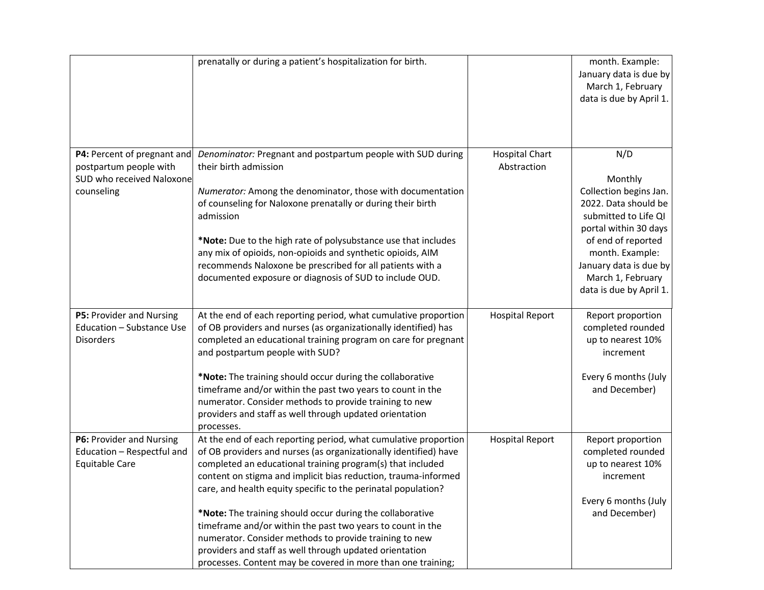| | | | |
|---|---|---|---|
| | prenatally or during a patient's hospitalization for birth. | | month. Example: January data is due by March 1, February data is due by April 1. |
| **P4:** Percent of pregnant and postpartum people with SUD who received Naloxone counseling | *Denominator:* Pregnant and postpartum people with SUD during their birth admission<br><br>*Numerator:* Among the denominator, those with documentation of counseling for Naloxone prenatally or during their birth admission<br><br>***Note:** Due to the high rate of polysubstance use that includes any mix of opioids, non-opioids and synthetic opioids, AIM recommends Naloxone be prescribed for all patients with a documented exposure or diagnosis of SUD to include OUD. | Hospital Chart Abstraction | N/D<br><br>Monthly Collection begins Jan. 2022. Data should be submitted to Life QI portal within 30 days of end of reported month. Example: January data is due by March 1, February data is due by April 1. |
| **P5:** Provider and Nursing Education – Substance Use Disorders | At the end of each reporting period, what cumulative proportion of OB providers and nurses (as organizationally identified) has completed an educational training program on care for pregnant and postpartum people with SUD?<br><br>***Note:** The training should occur during the collaborative timeframe and/or within the past two years to count in the numerator. Consider methods to provide training to new providers and staff as well through updated orientation processes. | Hospital Report | Report proportion completed rounded up to nearest 10% increment<br><br>Every 6 months (July and December) |
| **P6:** Provider and Nursing Education – Respectful and Equitable Care | At the end of each reporting period, what cumulative proportion of OB providers and nurses (as organizationally identified) have completed an educational training program(s) that included content on stigma and implicit bias reduction, trauma-informed care, and health equity specific to the perinatal population?<br><br>***Note:** The training should occur during the collaborative timeframe and/or within the past two years to count in the numerator. Consider methods to provide training to new providers and staff as well through updated orientation processes. Content may be covered in more than one training; | Hospital Report | Report proportion completed rounded up to nearest 10% increment<br><br>Every 6 months (July and December) |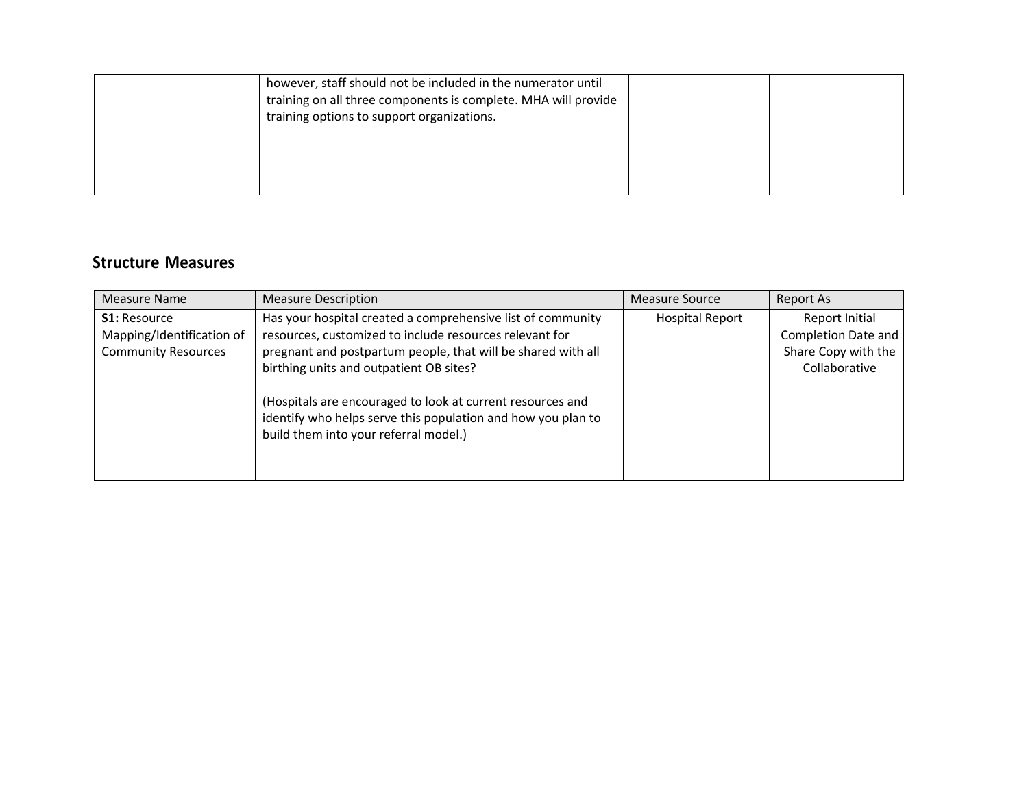| | however, staff should not be included in the numerator until training on all three components is complete. MHA will provide training options to support organizations. | | |
|---|---|---|---|

## Structure Measures

| Measure Name | Measure Description | Measure Source | Report As |
|---|---|---|---|
| **S1:** Resource Mapping/Identification of Community Resources | Has your hospital created a comprehensive list of community resources, customized to include resources relevant for pregnant and postpartum people, that will be shared with all birthing units and outpatient OB sites?<br><br>(Hospitals are encouraged to look at current resources and identify who helps serve this population and how you plan to build them into your referral model.) | Hospital Report | Report Initial Completion Date and Share Copy with the Collaborative |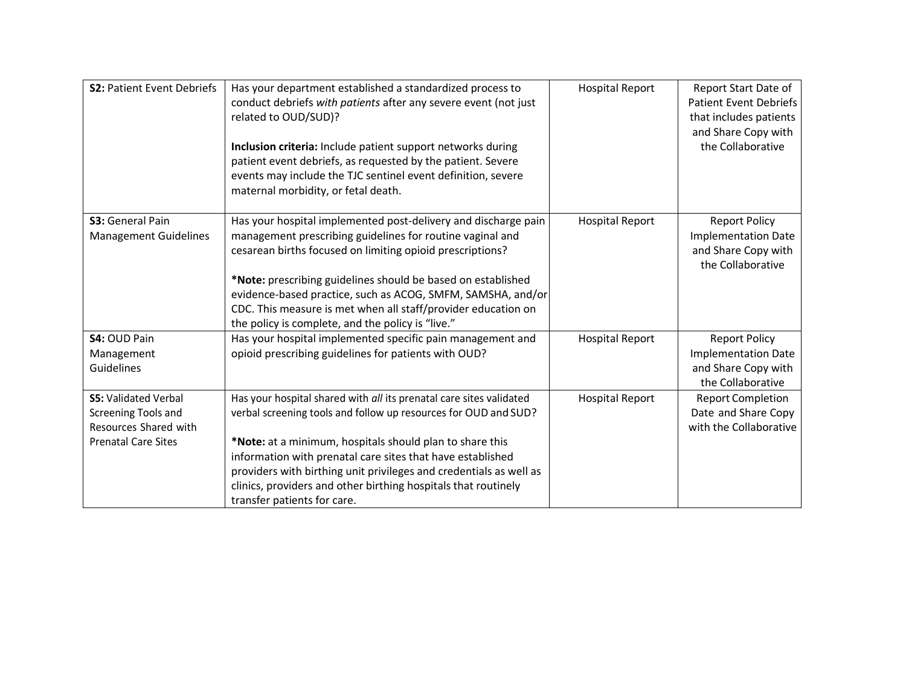| | | | |
|---|---|---|---|
| **S2:** Patient Event Debriefs | Has your department established a standardized process to conduct debriefs *with patients* after any severe event (not just related to OUD/SUD)?<br><br>**Inclusion criteria:** Include patient support networks during patient event debriefs, as requested by the patient. Severe events may include the TJC sentinel event definition, severe maternal morbidity, or fetal death. | Hospital Report | Report Start Date of Patient Event Debriefs that includes patients and Share Copy with the Collaborative |
| **S3:** General Pain Management Guidelines | Has your hospital implemented post-delivery and discharge pain management prescribing guidelines for routine vaginal and cesarean births focused on limiting opioid prescriptions?<br><br>***Note:** prescribing guidelines should be based on established evidence-based practice, such as ACOG, SMFM, SAMSHA, and/or CDC. This measure is met when all staff/provider education on the policy is complete, and the policy is "live." | Hospital Report | Report Policy Implementation Date and Share Copy with the Collaborative |
| **S4:** OUD Pain Management Guidelines | Has your hospital implemented specific pain management and opioid prescribing guidelines for patients with OUD? | Hospital Report | Report Policy Implementation Date and Share Copy with the Collaborative |
| **S5:** Validated Verbal Screening Tools and Resources Shared with Prenatal Care Sites | Has your hospital shared with *all* its prenatal care sites validated verbal screening tools and follow up resources for OUD and SUD?<br><br>***Note:** at a minimum, hospitals should plan to share this information with prenatal care sites that have established providers with birthing unit privileges and credentials as well as clinics, providers and other birthing hospitals that routinely transfer patients for care. | Hospital Report | Report Completion Date and Share Copy with the Collaborative |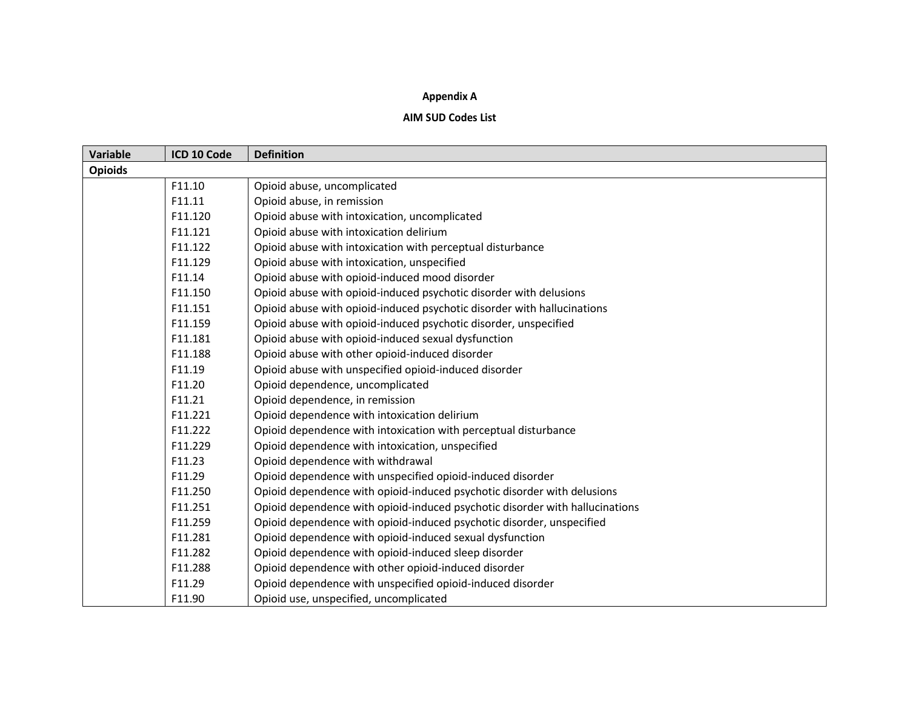**Appendix A**

**AIM SUD Codes List**

| Variable | ICD 10 Code | Definition |
|---|---|---|
| **Opioids** | | |
| | F11.10 | Opioid abuse, uncomplicated |
| | F11.11 | Opioid abuse, in remission |
| | F11.120 | Opioid abuse with intoxication, uncomplicated |
| | F11.121 | Opioid abuse with intoxication delirium |
| | F11.122 | Opioid abuse with intoxication with perceptual disturbance |
| | F11.129 | Opioid abuse with intoxication, unspecified |
| | F11.14 | Opioid abuse with opioid-induced mood disorder |
| | F11.150 | Opioid abuse with opioid-induced psychotic disorder with delusions |
| | F11.151 | Opioid abuse with opioid-induced psychotic disorder with hallucinations |
| | F11.159 | Opioid abuse with opioid-induced psychotic disorder, unspecified |
| | F11.181 | Opioid abuse with opioid-induced sexual dysfunction |
| | F11.188 | Opioid abuse with other opioid-induced disorder |
| | F11.19 | Opioid abuse with unspecified opioid-induced disorder |
| | F11.20 | Opioid dependence, uncomplicated |
| | F11.21 | Opioid dependence, in remission |
| | F11.221 | Opioid dependence with intoxication delirium |
| | F11.222 | Opioid dependence with intoxication with perceptual disturbance |
| | F11.229 | Opioid dependence with intoxication, unspecified |
| | F11.23 | Opioid dependence with withdrawal |
| | F11.29 | Opioid dependence with unspecified opioid-induced disorder |
| | F11.250 | Opioid dependence with opioid-induced psychotic disorder with delusions |
| | F11.251 | Opioid dependence with opioid-induced psychotic disorder with hallucinations |
| | F11.259 | Opioid dependence with opioid-induced psychotic disorder, unspecified |
| | F11.281 | Opioid dependence with opioid-induced sexual dysfunction |
| | F11.282 | Opioid dependence with opioid-induced sleep disorder |
| | F11.288 | Opioid dependence with other opioid-induced disorder |
| | F11.29 | Opioid dependence with unspecified opioid-induced disorder |
| | F11.90 | Opioid use, unspecified, uncomplicated |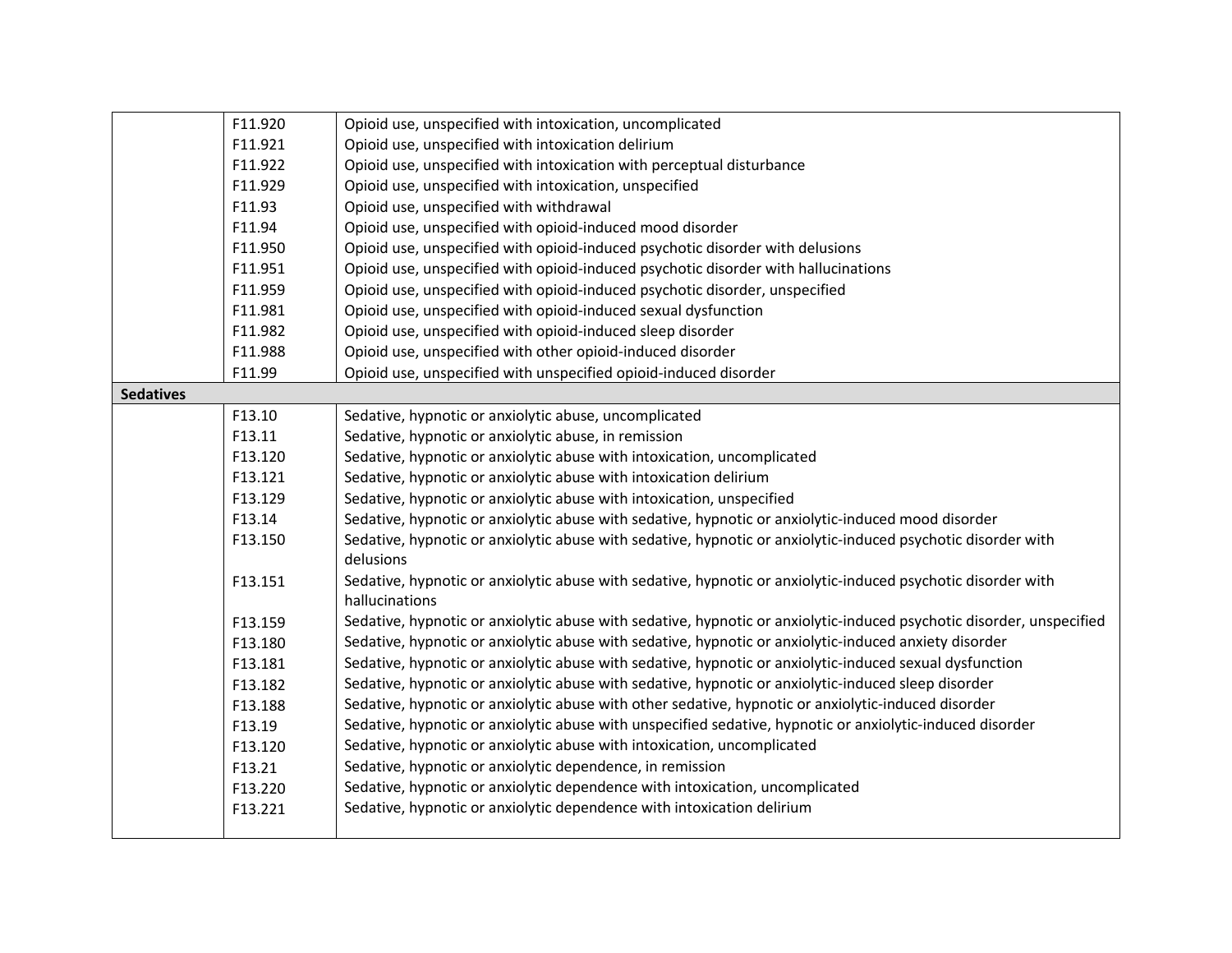| | | |
|---|---|---|
| | F11.920 | Opioid use, unspecified with intoxication, uncomplicated |
| | F11.921 | Opioid use, unspecified with intoxication delirium |
| | F11.922 | Opioid use, unspecified with intoxication with perceptual disturbance |
| | F11.929 | Opioid use, unspecified with intoxication, unspecified |
| | F11.93 | Opioid use, unspecified with withdrawal |
| | F11.94 | Opioid use, unspecified with opioid-induced mood disorder |
| | F11.950 | Opioid use, unspecified with opioid-induced psychotic disorder with delusions |
| | F11.951 | Opioid use, unspecified with opioid-induced psychotic disorder with hallucinations |
| | F11.959 | Opioid use, unspecified with opioid-induced psychotic disorder, unspecified |
| | F11.981 | Opioid use, unspecified with opioid-induced sexual dysfunction |
| | F11.982 | Opioid use, unspecified with opioid-induced sleep disorder |
| | F11.988 | Opioid use, unspecified with other opioid-induced disorder |
| | F11.99 | Opioid use, unspecified with unspecified opioid-induced disorder |
| **Sedatives** | | |
| | F13.10 | Sedative, hypnotic or anxiolytic abuse, uncomplicated |
| | F13.11 | Sedative, hypnotic or anxiolytic abuse, in remission |
| | F13.120 | Sedative, hypnotic or anxiolytic abuse with intoxication, uncomplicated |
| | F13.121 | Sedative, hypnotic or anxiolytic abuse with intoxication delirium |
| | F13.129 | Sedative, hypnotic or anxiolytic abuse with intoxication, unspecified |
| | F13.14 | Sedative, hypnotic or anxiolytic abuse with sedative, hypnotic or anxiolytic-induced mood disorder |
| | F13.150 | Sedative, hypnotic or anxiolytic abuse with sedative, hypnotic or anxiolytic-induced psychotic disorder with delusions |
| | F13.151 | Sedative, hypnotic or anxiolytic abuse with sedative, hypnotic or anxiolytic-induced psychotic disorder with hallucinations |
| | F13.159 | Sedative, hypnotic or anxiolytic abuse with sedative, hypnotic or anxiolytic-induced psychotic disorder, unspecified |
| | F13.180 | Sedative, hypnotic or anxiolytic abuse with sedative, hypnotic or anxiolytic-induced anxiety disorder |
| | F13.181 | Sedative, hypnotic or anxiolytic abuse with sedative, hypnotic or anxiolytic-induced sexual dysfunction |
| | F13.182 | Sedative, hypnotic or anxiolytic abuse with sedative, hypnotic or anxiolytic-induced sleep disorder |
| | F13.188 | Sedative, hypnotic or anxiolytic abuse with other sedative, hypnotic or anxiolytic-induced disorder |
| | F13.19 | Sedative, hypnotic or anxiolytic abuse with unspecified sedative, hypnotic or anxiolytic-induced disorder |
| | F13.120 | Sedative, hypnotic or anxiolytic abuse with intoxication, uncomplicated |
| | F13.21 | Sedative, hypnotic or anxiolytic dependence, in remission |
| | F13.220 | Sedative, hypnotic or anxiolytic dependence with intoxication, uncomplicated |
| | F13.221 | Sedative, hypnotic or anxiolytic dependence with intoxication delirium |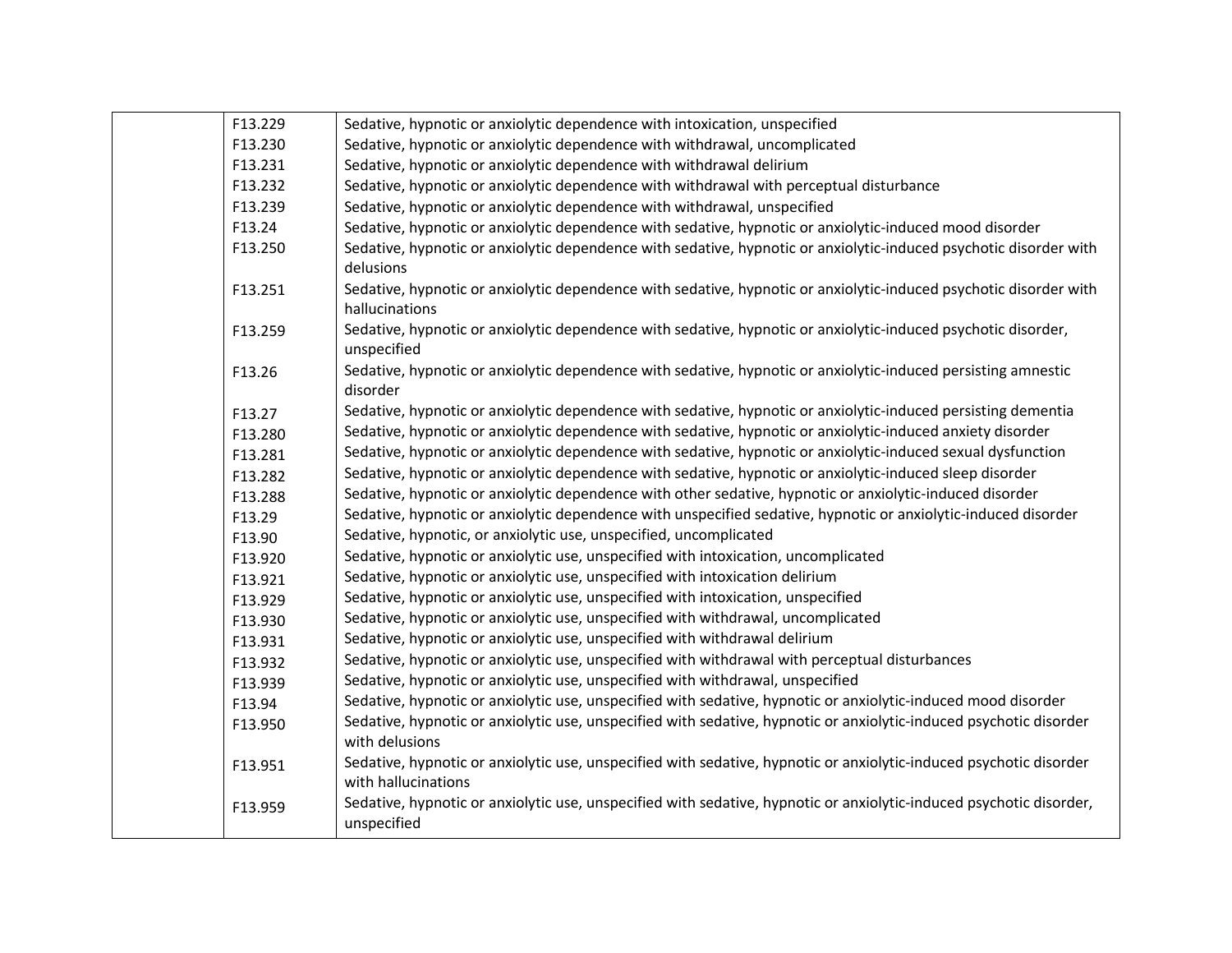| | | |
|---|---|---|
| | F13.229 | Sedative, hypnotic or anxiolytic dependence with intoxication, unspecified |
| | F13.230 | Sedative, hypnotic or anxiolytic dependence with withdrawal, uncomplicated |
| | F13.231 | Sedative, hypnotic or anxiolytic dependence with withdrawal delirium |
| | F13.232 | Sedative, hypnotic or anxiolytic dependence with withdrawal with perceptual disturbance |
| | F13.239 | Sedative, hypnotic or anxiolytic dependence with withdrawal, unspecified |
| | F13.24 | Sedative, hypnotic or anxiolytic dependence with sedative, hypnotic or anxiolytic-induced mood disorder |
| | F13.250 | Sedative, hypnotic or anxiolytic dependence with sedative, hypnotic or anxiolytic-induced psychotic disorder with delusions |
| | F13.251 | Sedative, hypnotic or anxiolytic dependence with sedative, hypnotic or anxiolytic-induced psychotic disorder with hallucinations |
| | F13.259 | Sedative, hypnotic or anxiolytic dependence with sedative, hypnotic or anxiolytic-induced psychotic disorder, unspecified |
| | F13.26 | Sedative, hypnotic or anxiolytic dependence with sedative, hypnotic or anxiolytic-induced persisting amnestic disorder |
| | F13.27 | Sedative, hypnotic or anxiolytic dependence with sedative, hypnotic or anxiolytic-induced persisting dementia |
| | F13.280 | Sedative, hypnotic or anxiolytic dependence with sedative, hypnotic or anxiolytic-induced anxiety disorder |
| | F13.281 | Sedative, hypnotic or anxiolytic dependence with sedative, hypnotic or anxiolytic-induced sexual dysfunction |
| | F13.282 | Sedative, hypnotic or anxiolytic dependence with sedative, hypnotic or anxiolytic-induced sleep disorder |
| | F13.288 | Sedative, hypnotic or anxiolytic dependence with other sedative, hypnotic or anxiolytic-induced disorder |
| | F13.29 | Sedative, hypnotic or anxiolytic dependence with unspecified sedative, hypnotic or anxiolytic-induced disorder |
| | F13.90 | Sedative, hypnotic, or anxiolytic use, unspecified, uncomplicated |
| | F13.920 | Sedative, hypnotic or anxiolytic use, unspecified with intoxication, uncomplicated |
| | F13.921 | Sedative, hypnotic or anxiolytic use, unspecified with intoxication delirium |
| | F13.929 | Sedative, hypnotic or anxiolytic use, unspecified with intoxication, unspecified |
| | F13.930 | Sedative, hypnotic or anxiolytic use, unspecified with withdrawal, uncomplicated |
| | F13.931 | Sedative, hypnotic or anxiolytic use, unspecified with withdrawal delirium |
| | F13.932 | Sedative, hypnotic or anxiolytic use, unspecified with withdrawal with perceptual disturbances |
| | F13.939 | Sedative, hypnotic or anxiolytic use, unspecified with withdrawal, unspecified |
| | F13.94 | Sedative, hypnotic or anxiolytic use, unspecified with sedative, hypnotic or anxiolytic-induced mood disorder |
| | F13.950 | Sedative, hypnotic or anxiolytic use, unspecified with sedative, hypnotic or anxiolytic-induced psychotic disorder with delusions |
| | F13.951 | Sedative, hypnotic or anxiolytic use, unspecified with sedative, hypnotic or anxiolytic-induced psychotic disorder with hallucinations |
| | F13.959 | Sedative, hypnotic or anxiolytic use, unspecified with sedative, hypnotic or anxiolytic-induced psychotic disorder, unspecified |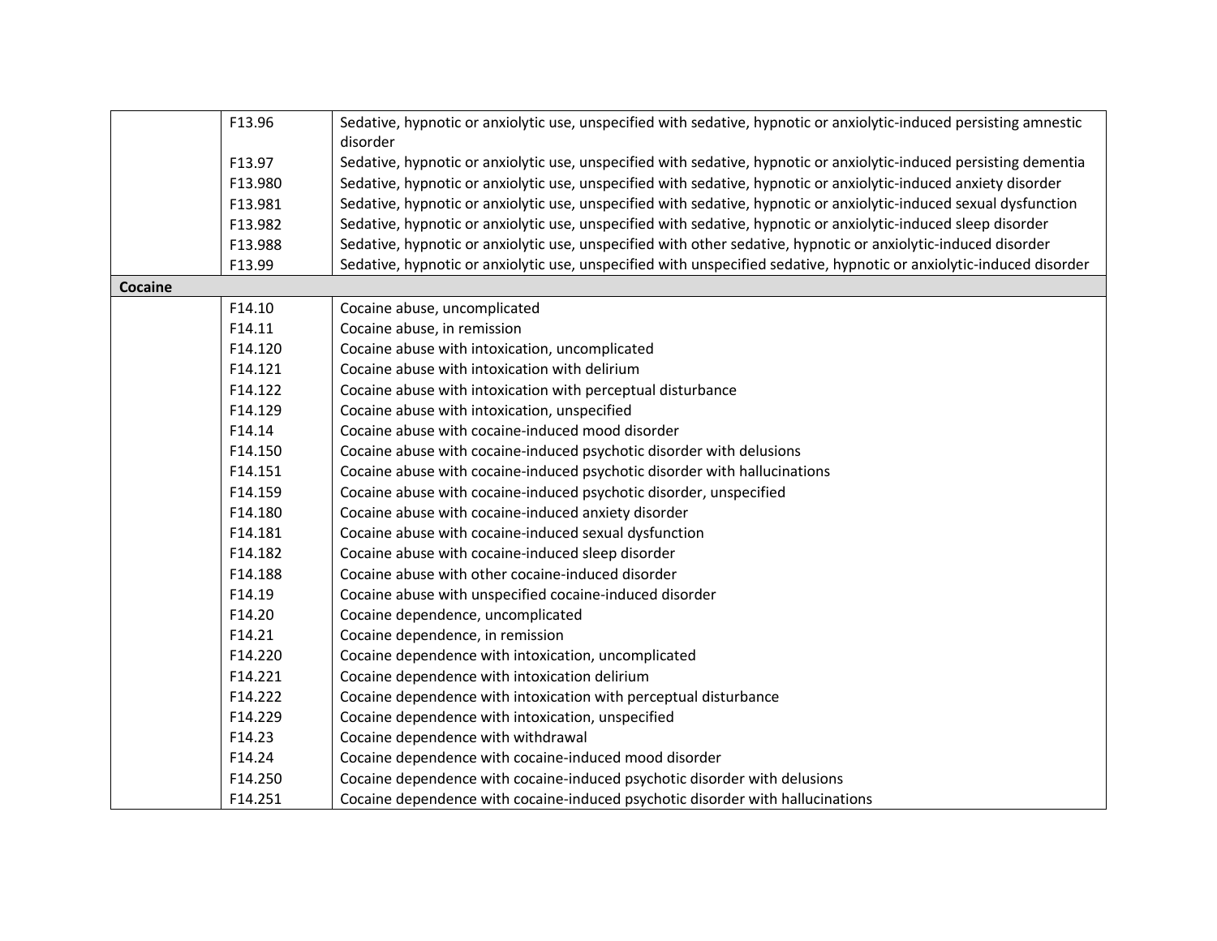| | | |
|---|---|---|
| | F13.96 | Sedative, hypnotic or anxiolytic use, unspecified with sedative, hypnotic or anxiolytic-induced persisting amnestic disorder |
| | F13.97 | Sedative, hypnotic or anxiolytic use, unspecified with sedative, hypnotic or anxiolytic-induced persisting dementia |
| | F13.980 | Sedative, hypnotic or anxiolytic use, unspecified with sedative, hypnotic or anxiolytic-induced anxiety disorder |
| | F13.981 | Sedative, hypnotic or anxiolytic use, unspecified with sedative, hypnotic or anxiolytic-induced sexual dysfunction |
| | F13.982 | Sedative, hypnotic or anxiolytic use, unspecified with sedative, hypnotic or anxiolytic-induced sleep disorder |
| | F13.988 | Sedative, hypnotic or anxiolytic use, unspecified with other sedative, hypnotic or anxiolytic-induced disorder |
| | F13.99 | Sedative, hypnotic or anxiolytic use, unspecified with unspecified sedative, hypnotic or anxiolytic-induced disorder |
| **Cocaine** | | |
| | F14.10 | Cocaine abuse, uncomplicated |
| | F14.11 | Cocaine abuse, in remission |
| | F14.120 | Cocaine abuse with intoxication, uncomplicated |
| | F14.121 | Cocaine abuse with intoxication with delirium |
| | F14.122 | Cocaine abuse with intoxication with perceptual disturbance |
| | F14.129 | Cocaine abuse with intoxication, unspecified |
| | F14.14 | Cocaine abuse with cocaine-induced mood disorder |
| | F14.150 | Cocaine abuse with cocaine-induced psychotic disorder with delusions |
| | F14.151 | Cocaine abuse with cocaine-induced psychotic disorder with hallucinations |
| | F14.159 | Cocaine abuse with cocaine-induced psychotic disorder, unspecified |
| | F14.180 | Cocaine abuse with cocaine-induced anxiety disorder |
| | F14.181 | Cocaine abuse with cocaine-induced sexual dysfunction |
| | F14.182 | Cocaine abuse with cocaine-induced sleep disorder |
| | F14.188 | Cocaine abuse with other cocaine-induced disorder |
| | F14.19 | Cocaine abuse with unspecified cocaine-induced disorder |
| | F14.20 | Cocaine dependence, uncomplicated |
| | F14.21 | Cocaine dependence, in remission |
| | F14.220 | Cocaine dependence with intoxication, uncomplicated |
| | F14.221 | Cocaine dependence with intoxication delirium |
| | F14.222 | Cocaine dependence with intoxication with perceptual disturbance |
| | F14.229 | Cocaine dependence with intoxication, unspecified |
| | F14.23 | Cocaine dependence with withdrawal |
| | F14.24 | Cocaine dependence with cocaine-induced mood disorder |
| | F14.250 | Cocaine dependence with cocaine-induced psychotic disorder with delusions |
| | F14.251 | Cocaine dependence with cocaine-induced psychotic disorder with hallucinations |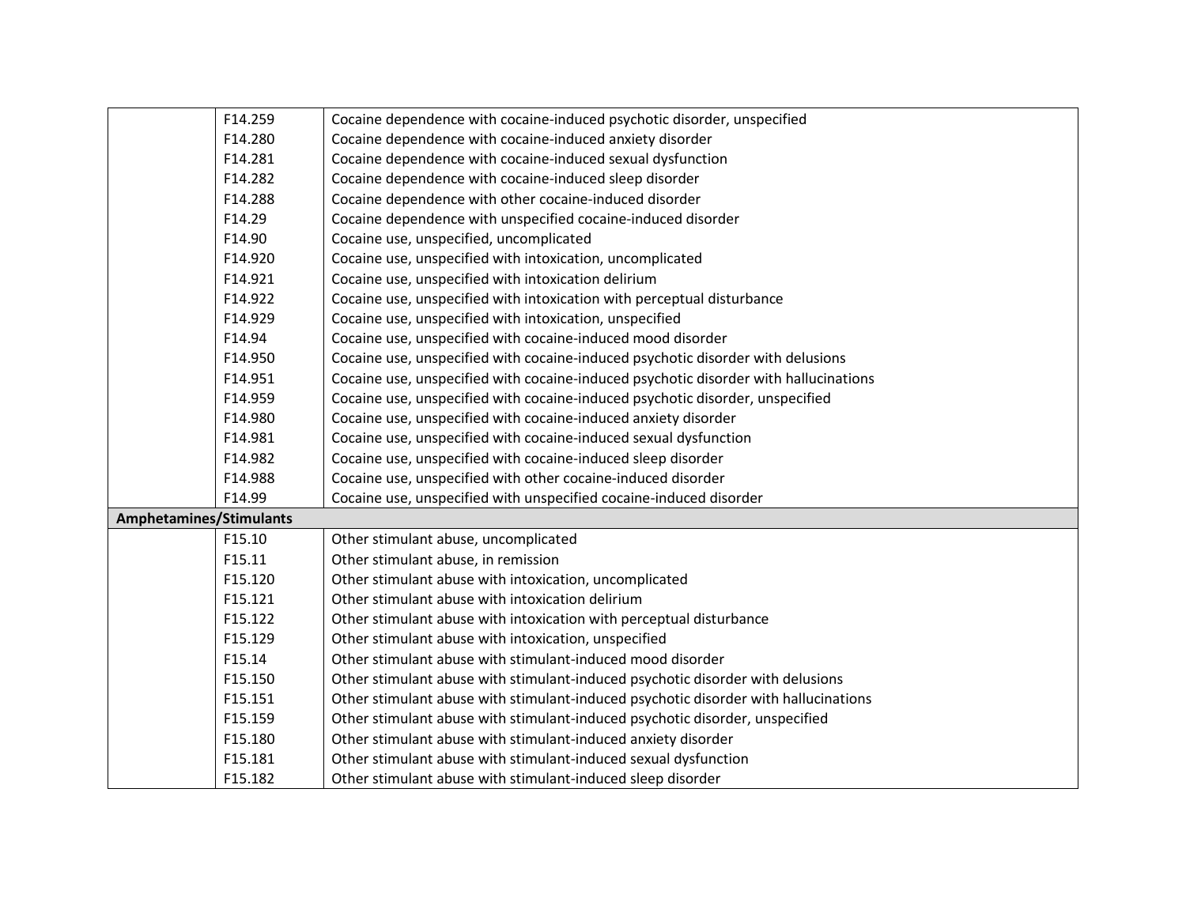| | | |
|---|---|---|
| | F14.259 | Cocaine dependence with cocaine-induced psychotic disorder, unspecified |
| | F14.280 | Cocaine dependence with cocaine-induced anxiety disorder |
| | F14.281 | Cocaine dependence with cocaine-induced sexual dysfunction |
| | F14.282 | Cocaine dependence with cocaine-induced sleep disorder |
| | F14.288 | Cocaine dependence with other cocaine-induced disorder |
| | F14.29 | Cocaine dependence with unspecified cocaine-induced disorder |
| | F14.90 | Cocaine use, unspecified, uncomplicated |
| | F14.920 | Cocaine use, unspecified with intoxication, uncomplicated |
| | F14.921 | Cocaine use, unspecified with intoxication delirium |
| | F14.922 | Cocaine use, unspecified with intoxication with perceptual disturbance |
| | F14.929 | Cocaine use, unspecified with intoxication, unspecified |
| | F14.94 | Cocaine use, unspecified with cocaine-induced mood disorder |
| | F14.950 | Cocaine use, unspecified with cocaine-induced psychotic disorder with delusions |
| | F14.951 | Cocaine use, unspecified with cocaine-induced psychotic disorder with hallucinations |
| | F14.959 | Cocaine use, unspecified with cocaine-induced psychotic disorder, unspecified |
| | F14.980 | Cocaine use, unspecified with cocaine-induced anxiety disorder |
| | F14.981 | Cocaine use, unspecified with cocaine-induced sexual dysfunction |
| | F14.982 | Cocaine use, unspecified with cocaine-induced sleep disorder |
| | F14.988 | Cocaine use, unspecified with other cocaine-induced disorder |
| | F14.99 | Cocaine use, unspecified with unspecified cocaine-induced disorder |
| **Amphetamines/Stimulants** | | |
| | F15.10 | Other stimulant abuse, uncomplicated |
| | F15.11 | Other stimulant abuse, in remission |
| | F15.120 | Other stimulant abuse with intoxication, uncomplicated |
| | F15.121 | Other stimulant abuse with intoxication delirium |
| | F15.122 | Other stimulant abuse with intoxication with perceptual disturbance |
| | F15.129 | Other stimulant abuse with intoxication, unspecified |
| | F15.14 | Other stimulant abuse with stimulant-induced mood disorder |
| | F15.150 | Other stimulant abuse with stimulant-induced psychotic disorder with delusions |
| | F15.151 | Other stimulant abuse with stimulant-induced psychotic disorder with hallucinations |
| | F15.159 | Other stimulant abuse with stimulant-induced psychotic disorder, unspecified |
| | F15.180 | Other stimulant abuse with stimulant-induced anxiety disorder |
| | F15.181 | Other stimulant abuse with stimulant-induced sexual dysfunction |
| | F15.182 | Other stimulant abuse with stimulant-induced sleep disorder |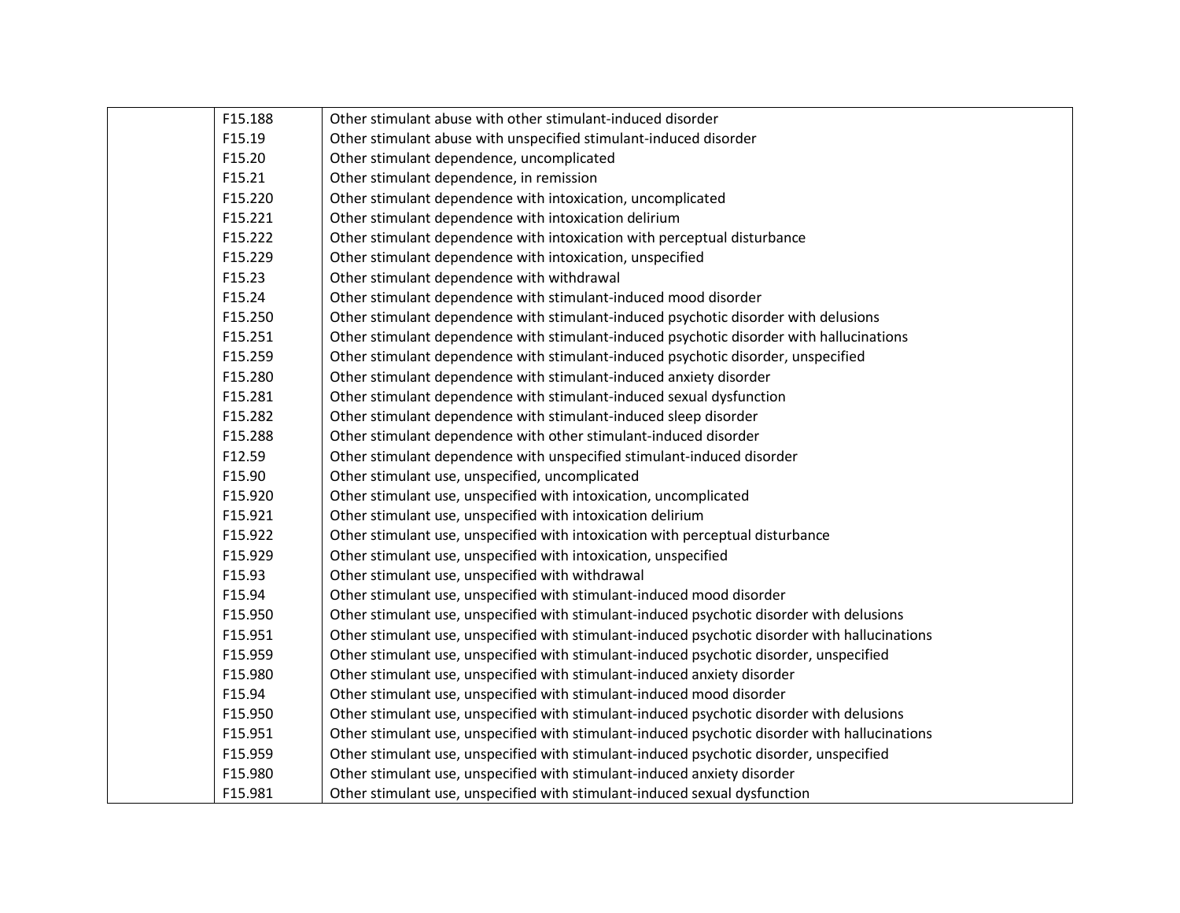|  |  |  |
|---|---|---|
|  | F15.188 | Other stimulant abuse with other stimulant-induced disorder |
|  | F15.19 | Other stimulant abuse with unspecified stimulant-induced disorder |
|  | F15.20 | Other stimulant dependence, uncomplicated |
|  | F15.21 | Other stimulant dependence, in remission |
|  | F15.220 | Other stimulant dependence with intoxication, uncomplicated |
|  | F15.221 | Other stimulant dependence with intoxication delirium |
|  | F15.222 | Other stimulant dependence with intoxication with perceptual disturbance |
|  | F15.229 | Other stimulant dependence with intoxication, unspecified |
|  | F15.23 | Other stimulant dependence with withdrawal |
|  | F15.24 | Other stimulant dependence with stimulant-induced mood disorder |
|  | F15.250 | Other stimulant dependence with stimulant-induced psychotic disorder with delusions |
|  | F15.251 | Other stimulant dependence with stimulant-induced psychotic disorder with hallucinations |
|  | F15.259 | Other stimulant dependence with stimulant-induced psychotic disorder, unspecified |
|  | F15.280 | Other stimulant dependence with stimulant-induced anxiety disorder |
|  | F15.281 | Other stimulant dependence with stimulant-induced sexual dysfunction |
|  | F15.282 | Other stimulant dependence with stimulant-induced sleep disorder |
|  | F15.288 | Other stimulant dependence with other stimulant-induced disorder |
|  | F12.59 | Other stimulant dependence with unspecified stimulant-induced disorder |
|  | F15.90 | Other stimulant use, unspecified, uncomplicated |
|  | F15.920 | Other stimulant use, unspecified with intoxication, uncomplicated |
|  | F15.921 | Other stimulant use, unspecified with intoxication delirium |
|  | F15.922 | Other stimulant use, unspecified with intoxication with perceptual disturbance |
|  | F15.929 | Other stimulant use, unspecified with intoxication, unspecified |
|  | F15.93 | Other stimulant use, unspecified with withdrawal |
|  | F15.94 | Other stimulant use, unspecified with stimulant-induced mood disorder |
|  | F15.950 | Other stimulant use, unspecified with stimulant-induced psychotic disorder with delusions |
|  | F15.951 | Other stimulant use, unspecified with stimulant-induced psychotic disorder with hallucinations |
|  | F15.959 | Other stimulant use, unspecified with stimulant-induced psychotic disorder, unspecified |
|  | F15.980 | Other stimulant use, unspecified with stimulant-induced anxiety disorder |
|  | F15.94 | Other stimulant use, unspecified with stimulant-induced mood disorder |
|  | F15.950 | Other stimulant use, unspecified with stimulant-induced psychotic disorder with delusions |
|  | F15.951 | Other stimulant use, unspecified with stimulant-induced psychotic disorder with hallucinations |
|  | F15.959 | Other stimulant use, unspecified with stimulant-induced psychotic disorder, unspecified |
|  | F15.980 | Other stimulant use, unspecified with stimulant-induced anxiety disorder |
|  | F15.981 | Other stimulant use, unspecified with stimulant-induced sexual dysfunction |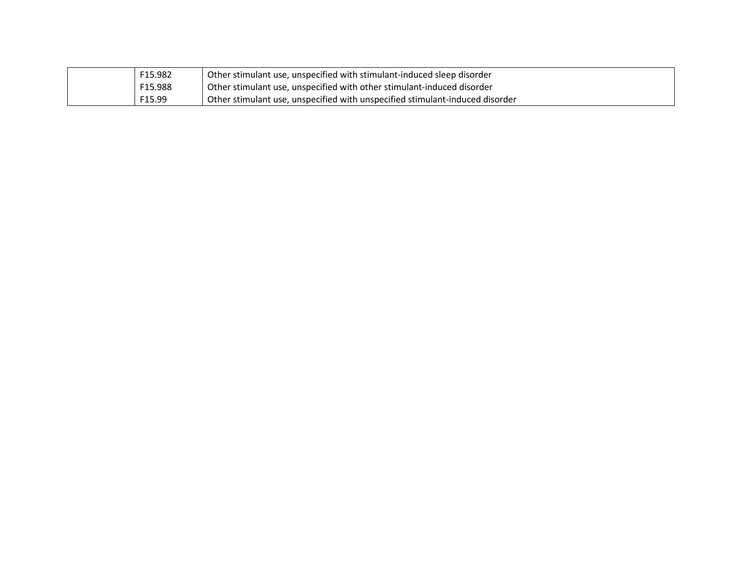| | | |
|---|---|---|
| | F15.982 | Other stimulant use, unspecified with stimulant-induced sleep disorder |
| | F15.988 | Other stimulant use, unspecified with other stimulant-induced disorder |
| | F15.99 | Other stimulant use, unspecified with unspecified stimulant-induced disorder |